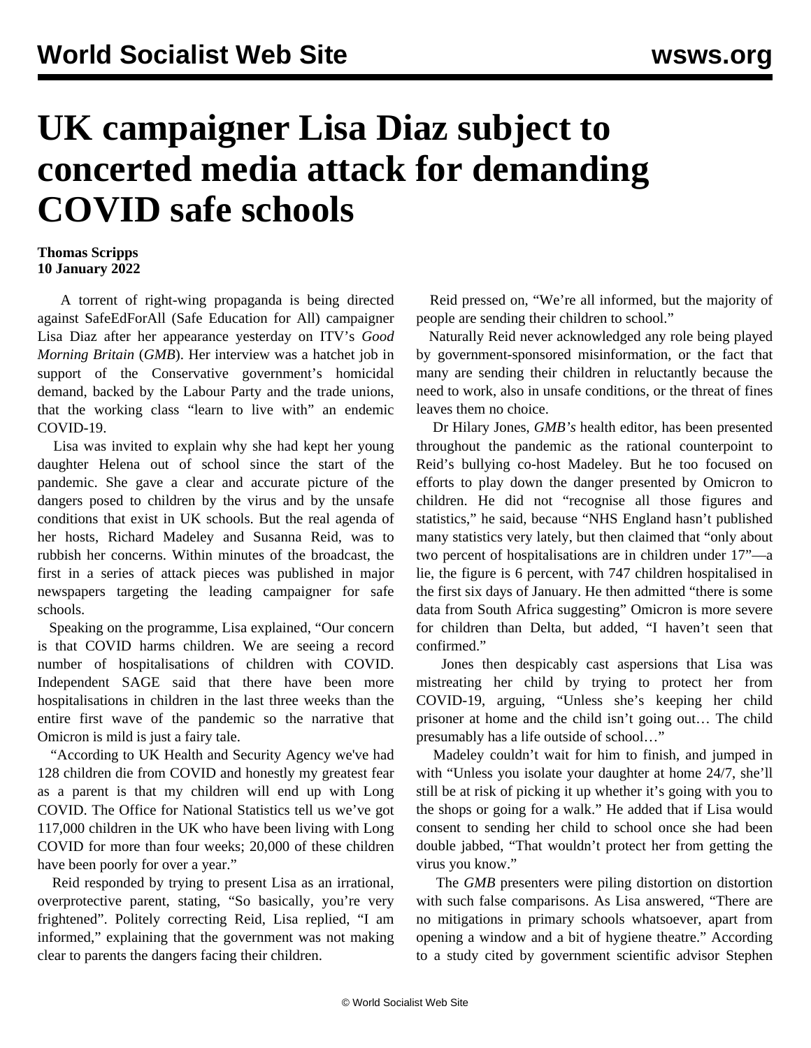# UK campaigner Lisa Diaz subject to concerted media attack for demanding COVID safe schools

**Thomas Scripps**
**10 January 2022**

A torrent of right-wing propaganda is being directed against SafeEdForAll (Safe Education for All) campaigner Lisa Diaz after her appearance yesterday on ITV's *Good Morning Britain* (*GMB*). Her interview was a hatchet job in support of the Conservative government's homicidal demand, backed by the Labour Party and the trade unions, that the working class "learn to live with" an endemic COVID-19.

Lisa was invited to explain why she had kept her young daughter Helena out of school since the start of the pandemic. She gave a clear and accurate picture of the dangers posed to children by the virus and by the unsafe conditions that exist in UK schools. But the real agenda of her hosts, Richard Madeley and Susanna Reid, was to rubbish her concerns. Within minutes of the broadcast, the first in a series of attack pieces was published in major newspapers targeting the leading campaigner for safe schools.

Speaking on the programme, Lisa explained, "Our concern is that COVID harms children. We are seeing a record number of hospitalisations of children with COVID. Independent SAGE said that there have been more hospitalisations in children in the last three weeks than the entire first wave of the pandemic so the narrative that Omicron is mild is just a fairy tale.

"According to UK Health and Security Agency we've had 128 children die from COVID and honestly my greatest fear as a parent is that my children will end up with Long COVID. The Office for National Statistics tell us we've got 117,000 children in the UK who have been living with Long COVID for more than four weeks; 20,000 of these children have been poorly for over a year."

Reid responded by trying to present Lisa as an irrational, overprotective parent, stating, "So basically, you're very frightened". Politely correcting Reid, Lisa replied, "I am informed," explaining that the government was not making clear to parents the dangers facing their children.

Reid pressed on, "We're all informed, but the majority of people are sending their children to school."

Naturally Reid never acknowledged any role being played by government-sponsored misinformation, or the fact that many are sending their children in reluctantly because the need to work, also in unsafe conditions, or the threat of fines leaves them no choice.

Dr Hilary Jones, *GMB's* health editor, has been presented throughout the pandemic as the rational counterpoint to Reid's bullying co-host Madeley. But he too focused on efforts to play down the danger presented by Omicron to children. He did not "recognise all those figures and statistics," he said, because "NHS England hasn't published many statistics very lately, but then claimed that "only about two percent of hospitalisations are in children under 17"—a lie, the figure is 6 percent, with 747 children hospitalised in the first six days of January. He then admitted "there is some data from South Africa suggesting" Omicron is more severe for children than Delta, but added, "I haven't seen that confirmed."

Jones then despicably cast aspersions that Lisa was mistreating her child by trying to protect her from COVID-19, arguing, "Unless she's keeping her child prisoner at home and the child isn't going out… The child presumably has a life outside of school…"

Madeley couldn't wait for him to finish, and jumped in with "Unless you isolate your daughter at home 24/7, she'll still be at risk of picking it up whether it's going with you to the shops or going for a walk." He added that if Lisa would consent to sending her child to school once she had been double jabbed, "That wouldn't protect her from getting the virus you know."

The *GMB* presenters were piling distortion on distortion with such false comparisons. As Lisa answered, "There are no mitigations in primary schools whatsoever, apart from opening a window and a bit of hygiene theatre." According to a study cited by government scientific advisor Stephen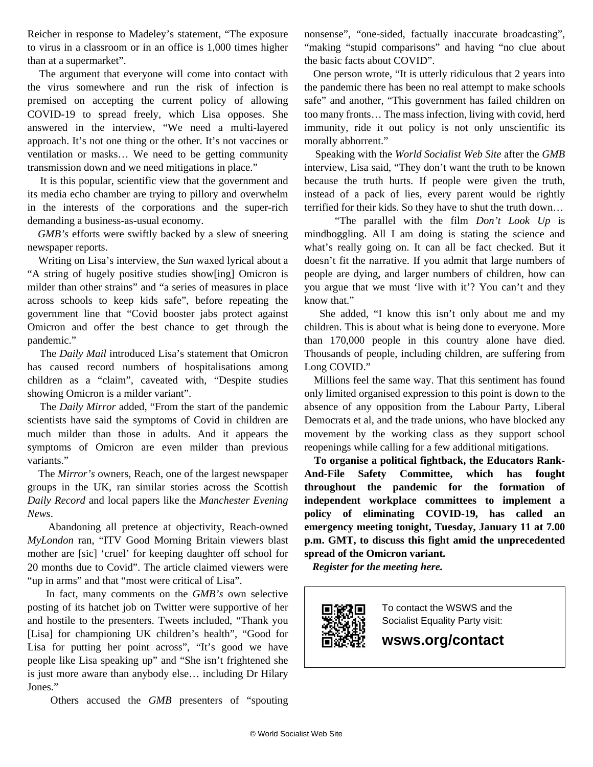Reicher in response to Madeley's statement, "The exposure to virus in a classroom or in an office is 1,000 times higher than at a supermarket".

The argument that everyone will come into contact with the virus somewhere and run the risk of infection is premised on accepting the current policy of allowing COVID-19 to spread freely, which Lisa opposes. She answered in the interview, "We need a multi-layered approach. It's not one thing or the other. It's not vaccines or ventilation or masks… We need to be getting community transmission down and we need mitigations in place."

It is this popular, scientific view that the government and its media echo chamber are trying to pillory and overwhelm in the interests of the corporations and the super-rich demanding a business-as-usual economy.

*GMB's* efforts were swiftly backed by a slew of sneering newspaper reports.

Writing on Lisa's interview, the *Sun* waxed lyrical about a "A string of hugely positive studies show[ing] Omicron is milder than other strains" and "a series of measures in place across schools to keep kids safe", before repeating the government line that "Covid booster jabs protect against Omicron and offer the best chance to get through the pandemic."

The *Daily Mail* introduced Lisa's statement that Omicron has caused record numbers of hospitalisations among children as a "claim", caveated with, "Despite studies showing Omicron is a milder variant".

The *Daily Mirror* added, "From the start of the pandemic scientists have said the symptoms of Covid in children are much milder than those in adults. And it appears the symptoms of Omicron are even milder than previous variants."

The *Mirror's* owners, Reach, one of the largest newspaper groups in the UK, ran similar stories across the Scottish *Daily Record* and local papers like the *Manchester Evening News*.

Abandoning all pretence at objectivity, Reach-owned *MyLondon* ran, "ITV Good Morning Britain viewers blast mother are [sic] 'cruel' for keeping daughter off school for 20 months due to Covid". The article claimed viewers were "up in arms" and that "most were critical of Lisa".

In fact, many comments on the *GMB's* own selective posting of its hatchet job on Twitter were supportive of her and hostile to the presenters. Tweets included, "Thank you [Lisa] for championing UK children's health", "Good for Lisa for putting her point across", "It's good we have people like Lisa speaking up" and "She isn't frightened she is just more aware than anybody else… including Dr Hilary Jones."

Others accused the *GMB* presenters of "spouting nonsense", "one-sided, factually inaccurate broadcasting", "making "stupid comparisons" and having "no clue about the basic facts about COVID".

One person wrote, "It is utterly ridiculous that 2 years into the pandemic there has been no real attempt to make schools safe" and another, "This government has failed children on too many fronts… The mass infection, living with covid, herd immunity, ride it out policy is not only unscientific its morally abhorrent."

Speaking with the *World Socialist Web Site* after the *GMB* interview, Lisa said, "They don't want the truth to be known because the truth hurts. If people were given the truth, instead of a pack of lies, every parent would be rightly terrified for their kids. So they have to shut the truth down…

"The parallel with the film *Don't Look Up* is mindboggling. All I am doing is stating the science and what's really going on. It can all be fact checked. But it doesn't fit the narrative. If you admit that large numbers of people are dying, and larger numbers of children, how can you argue that we must 'live with it'? You can't and they know that."

She added, "I know this isn't only about me and my children. This is about what is being done to everyone. More than 170,000 people in this country alone have died. Thousands of people, including children, are suffering from Long COVID."

Millions feel the same way. That this sentiment has found only limited organised expression to this point is down to the absence of any opposition from the Labour Party, Liberal Democrats et al, and the trade unions, who have blocked any movement by the working class as they support school reopenings while calling for a few additional mitigations.

**To organise a political fightback, the Educators Rank-And-File Safety Committee, which has fought throughout the pandemic for the formation of independent workplace committees to implement a policy of eliminating COVID-19, has called an emergency meeting tonight, Tuesday, January 11 at 7.00 p.m. GMT, to discuss this fight amid the unprecedented spread of the Omicron variant.**

***Register for the meeting here.***

To contact the WSWS and the Socialist Equality Party visit:

**wsws.org/contact**